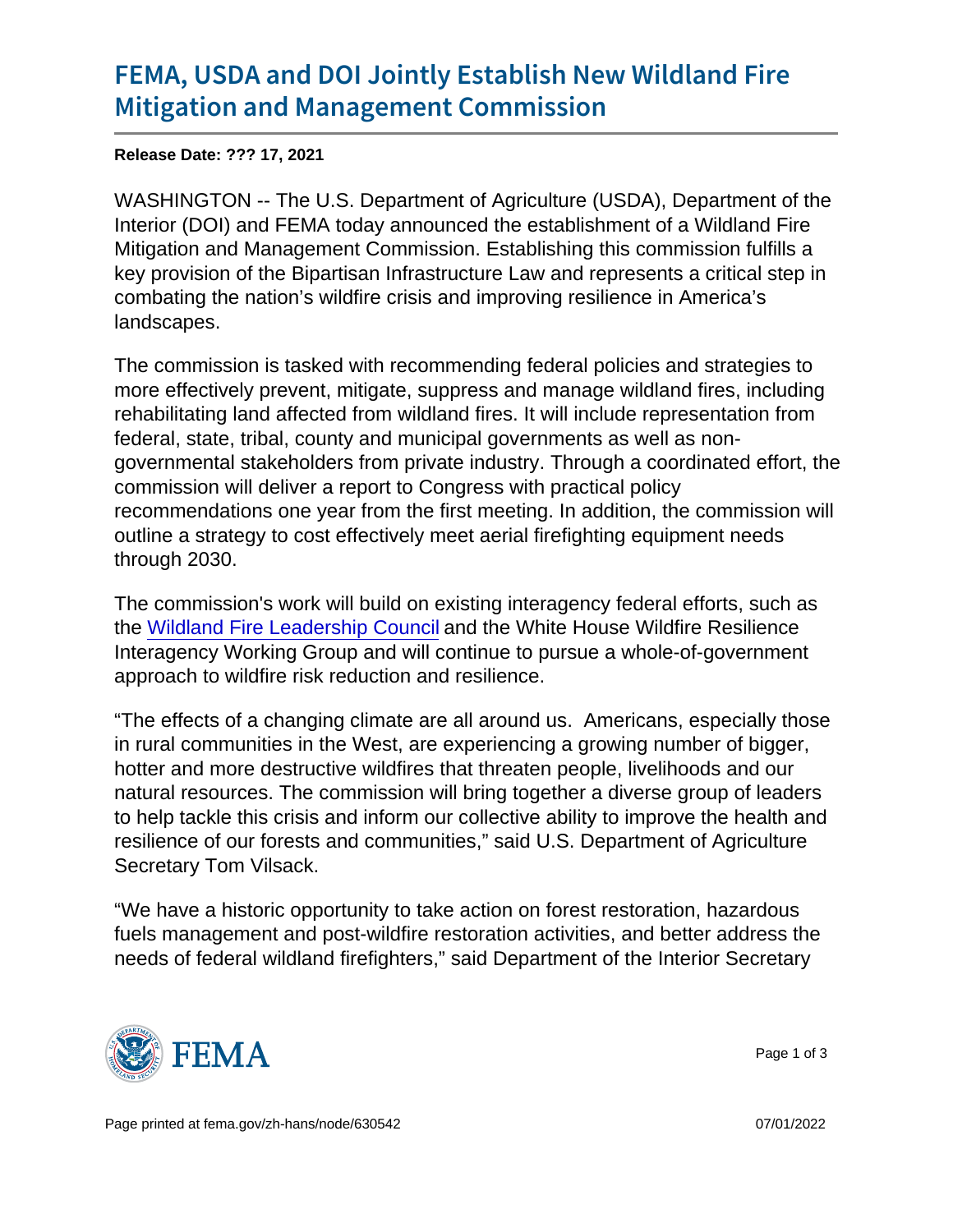# FEMA, USDA and DOI Jointly Establish New Wildland Fire Mitigation and Management Commission

**Release Date: ??? 17, 2021**

WASHINGTON -- The U.S. Department of Agriculture (USDA), Department of the Interior (DOI) and FEMA today announced the establishment of a Wildland Fire Mitigation and Management Commission. Establishing this commission fulfills a key provision of the Bipartisan Infrastructure Law and represents a critical step in combating the nation's wildfire crisis and improving resilience in America's landscapes.

The commission is tasked with recommending federal policies and strategies to more effectively prevent, mitigate, suppress and manage wildland fires, including rehabilitating land affected from wildland fires. It will include representation from federal, state, tribal, county and municipal governments as well as non-governmental stakeholders from private industry. Through a coordinated effort, the commission will deliver a report to Congress with practical policy recommendations one year from the first meeting. In addition, the commission will outline a strategy to cost effectively meet aerial firefighting equipment needs through 2030.

The commission's work will build on existing interagency federal efforts, such as the Wildland Fire Leadership Council and the White House Wildfire Resilience Interagency Working Group and will continue to pursue a whole-of-government approach to wildfire risk reduction and resilience.

"The effects of a changing climate are all around us. Americans, especially those in rural communities in the West, are experiencing a growing number of bigger, hotter and more destructive wildfires that threaten people, livelihoods and our natural resources. The commission will bring together a diverse group of leaders to help tackle this crisis and inform our collective ability to improve the health and resilience of our forests and communities," said U.S. Department of Agriculture Secretary Tom Vilsack.

"We have a historic opportunity to take action on forest restoration, hazardous fuels management and post-wildfire restoration activities, and better address the needs of federal wildland firefighters," said Department of the Interior Secretary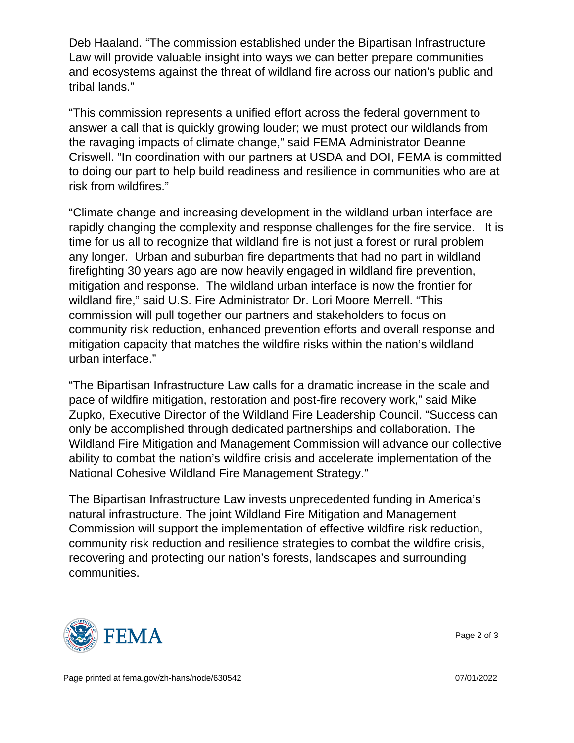Deb Haaland. “The commission established under the Bipartisan Infrastructure Law will provide valuable insight into ways we can better prepare communities and ecosystems against the threat of wildland fire across our nation's public and tribal lands.”

“This commission represents a unified effort across the federal government to answer a call that is quickly growing louder; we must protect our wildlands from the ravaging impacts of climate change,” said FEMA Administrator Deanne Criswell. “In coordination with our partners at USDA and DOI, FEMA is committed to doing our part to help build readiness and resilience in communities who are at risk from wildfires.”

“Climate change and increasing development in the wildland urban interface are rapidly changing the complexity and response challenges for the fire service. It is time for us all to recognize that wildland fire is not just a forest or rural problem any longer. Urban and suburban fire departments that had no part in wildland firefighting 30 years ago are now heavily engaged in wildland fire prevention, mitigation and response. The wildland urban interface is now the frontier for wildland fire,” said U.S. Fire Administrator Dr. Lori Moore Merrell. “This commission will pull together our partners and stakeholders to focus on community risk reduction, enhanced prevention efforts and overall response and mitigation capacity that matches the wildfire risks within the nation’s wildland urban interface.”

“The Bipartisan Infrastructure Law calls for a dramatic increase in the scale and pace of wildfire mitigation, restoration and post-fire recovery work,” said Mike Zupko, Executive Director of the Wildland Fire Leadership Council. “Success can only be accomplished through dedicated partnerships and collaboration. The Wildland Fire Mitigation and Management Commission will advance our collective ability to combat the nation’s wildfire crisis and accelerate implementation of the National Cohesive Wildland Fire Management Strategy.”

The Bipartisan Infrastructure Law invests unprecedented funding in America’s natural infrastructure. The joint Wildland Fire Mitigation and Management Commission will support the implementation of effective wildfire risk reduction, community risk reduction and resilience strategies to combat the wildfire crisis, recovering and protecting our nation’s forests, landscapes and surrounding communities.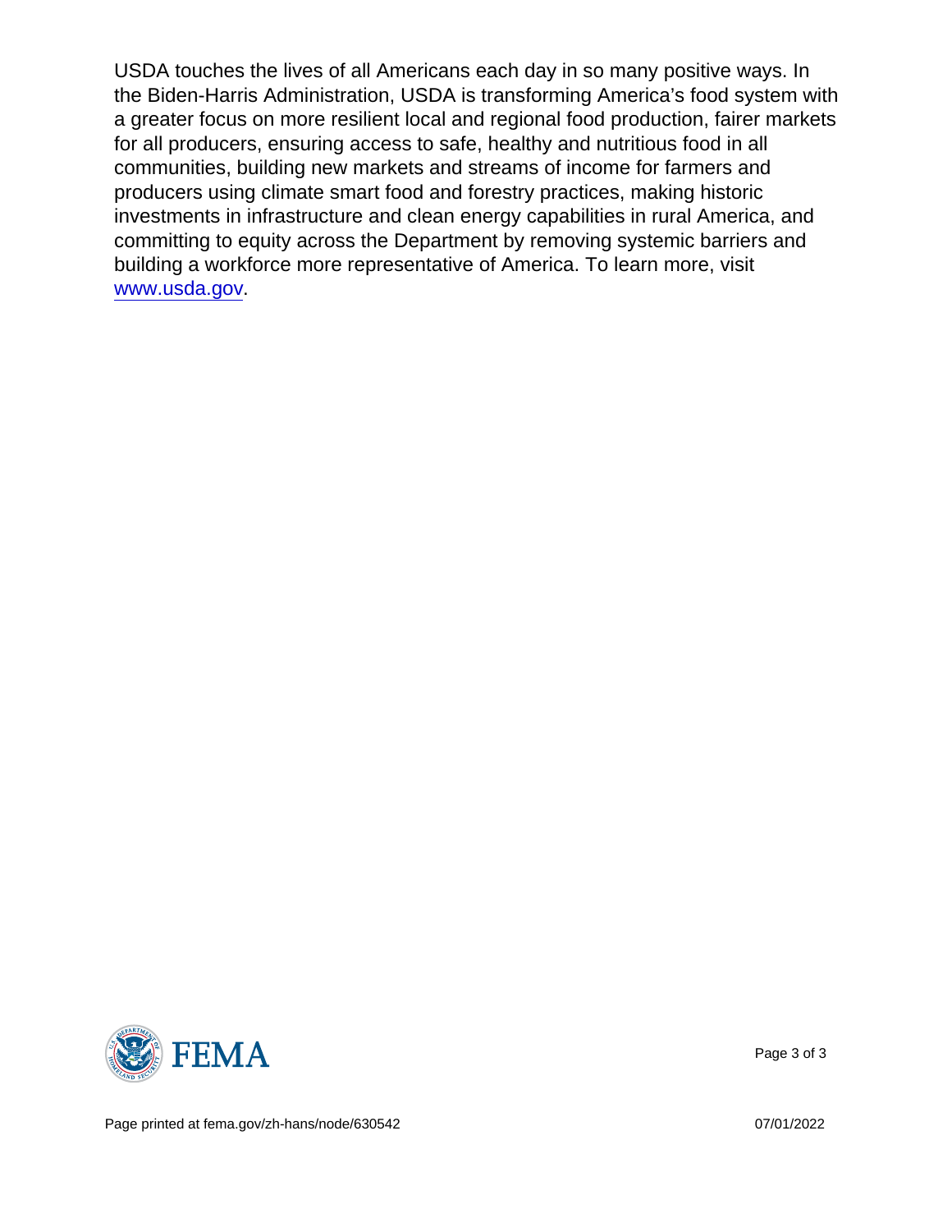USDA touches the lives of all Americans each day in so many positive ways. In the Biden-Harris Administration, USDA is transforming America's food system with a greater focus on more resilient local and regional food production, fairer markets for all producers, ensuring access to safe, healthy and nutritious food in all communities, building new markets and streams of income for farmers and producers using climate smart food and forestry practices, making historic investments in infrastructure and clean energy capabilities in rural America, and committing to equity across the Department by removing systemic barriers and building a workforce more representative of America. To learn more, visit www.usda.gov.